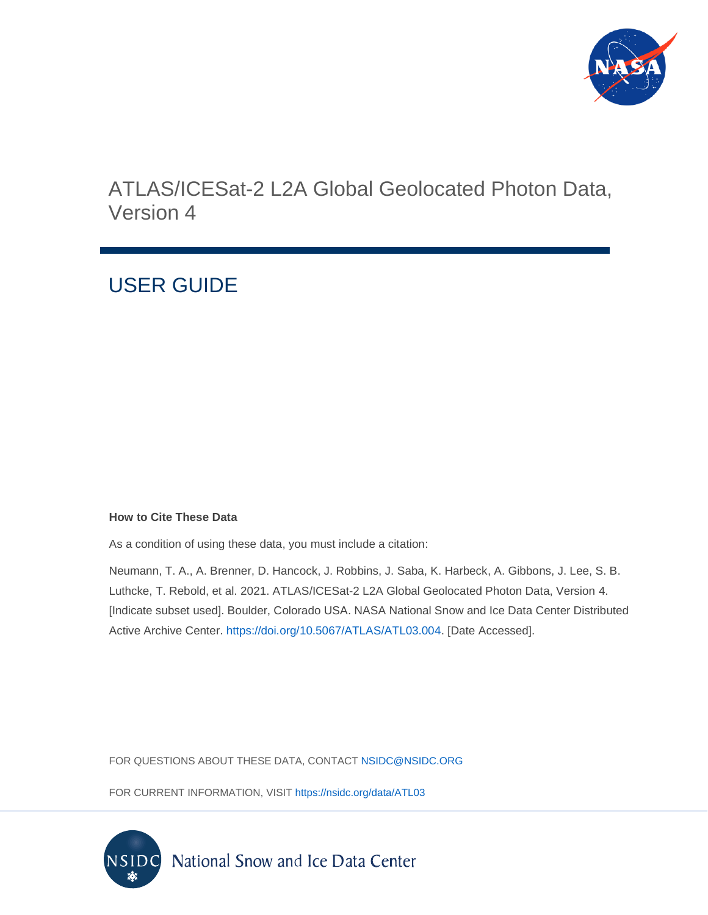# ATLAS/ICESat-2 L2A Global Geolocated Photon Data, Version 4

## USER GUIDE

**How to Cite These Data**

As a condition of using these data, you must include a citation:

Neumann, T. A., A. Brenner, D. Hancock, J. Robbins, J. Saba, K. Harbeck, A. Gibbons, J. Lee, S. B. Luthcke, T. Rebold, et al. 2021. ATLAS/ICESat-2 L2A Global Geolocated Photon Data, Version 4. [Indicate subset used]. Boulder, Colorado USA. NASA National Snow and Ice Data Center Distributed Active Archive Center. https://doi.org/10.5067/ATLAS/ATL03.004. [Date Accessed].

FOR QUESTIONS ABOUT THESE DATA, CONTACT NSIDC@NSIDC.ORG

FOR CURRENT INFORMATION, VISIT https://nsidc.org/data/ATL03

National Snow and Ice Data Center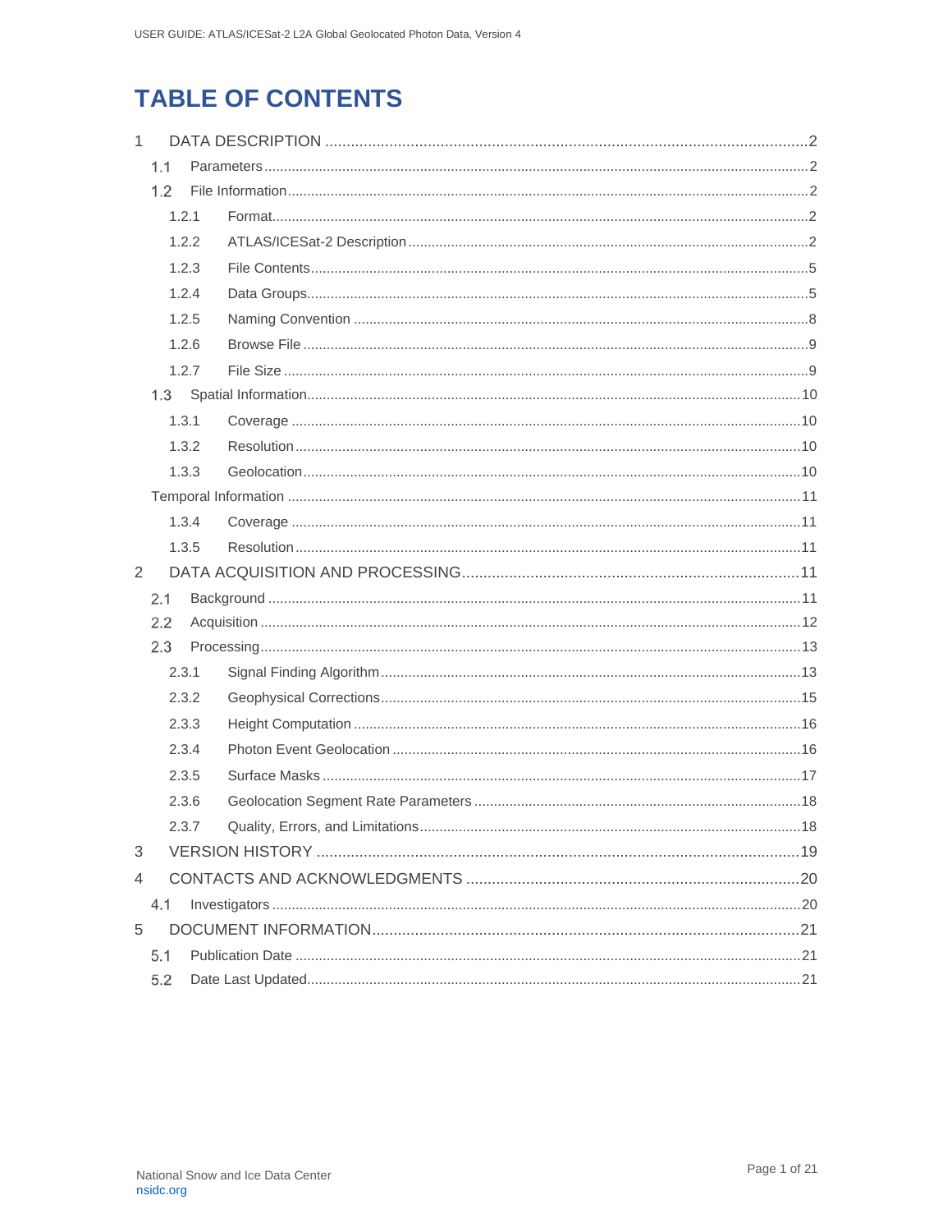# TABLE OF CONTENTS

1 DATA DESCRIPTION ..... 2
  1.1 Parameters ..... 2
  1.2 File Information ..... 2
    1.2.1 Format ..... 2
    1.2.2 ATLAS/ICESat-2 Description ..... 2
    1.2.3 File Contents ..... 5
    1.2.4 Data Groups ..... 5
    1.2.5 Naming Convention ..... 8
    1.2.6 Browse File ..... 9
    1.2.7 File Size ..... 9
  1.3 Spatial Information ..... 10
    1.3.1 Coverage ..... 10
    1.3.2 Resolution ..... 10
    1.3.3 Geolocation ..... 10
  Temporal Information ..... 11
    1.3.4 Coverage ..... 11
    1.3.5 Resolution ..... 11
2 DATA ACQUISITION AND PROCESSING ..... 11
  2.1 Background ..... 11
  2.2 Acquisition ..... 12
  2.3 Processing ..... 13
    2.3.1 Signal Finding Algorithm ..... 13
    2.3.2 Geophysical Corrections ..... 15
    2.3.3 Height Computation ..... 16
    2.3.4 Photon Event Geolocation ..... 16
    2.3.5 Surface Masks ..... 17
    2.3.6 Geolocation Segment Rate Parameters ..... 18
    2.3.7 Quality, Errors, and Limitations ..... 18
3 VERSION HISTORY ..... 19
4 CONTACTS AND ACKNOWLEDGMENTS ..... 20
  4.1 Investigators ..... 20
5 DOCUMENT INFORMATION ..... 21
  5.1 Publication Date ..... 21
  5.2 Date Last Updated ..... 21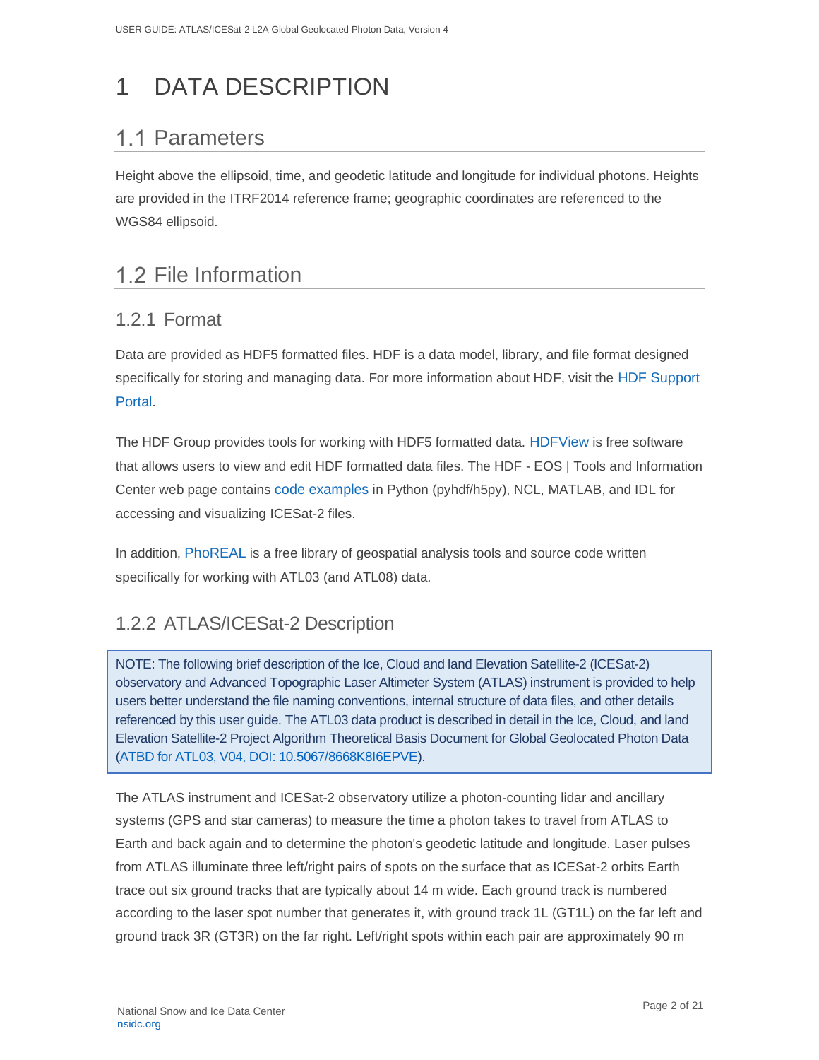# 1 DATA DESCRIPTION

## 1.1 Parameters

Height above the ellipsoid, time, and geodetic latitude and longitude for individual photons. Heights are provided in the ITRF2014 reference frame; geographic coordinates are referenced to the WGS84 ellipsoid.

## 1.2 File Information

### 1.2.1 Format

Data are provided as HDF5 formatted files. HDF is a data model, library, and file format designed specifically for storing and managing data. For more information about HDF, visit the HDF Support Portal.

The HDF Group provides tools for working with HDF5 formatted data. HDFView is free software that allows users to view and edit HDF formatted data files. The HDF - EOS | Tools and Information Center web page contains code examples in Python (pyhdf/h5py), NCL, MATLAB, and IDL for accessing and visualizing ICESat-2 files.

In addition, PhoREAL is a free library of geospatial analysis tools and source code written specifically for working with ATL03 (and ATL08) data.

### 1.2.2 ATLAS/ICESat-2 Description

> NOTE: The following brief description of the Ice, Cloud and land Elevation Satellite-2 (ICESat-2) observatory and Advanced Topographic Laser Altimeter System (ATLAS) instrument is provided to help users better understand the file naming conventions, internal structure of data files, and other details referenced by this user guide. The ATL03 data product is described in detail in the Ice, Cloud, and land Elevation Satellite-2 Project Algorithm Theoretical Basis Document for Global Geolocated Photon Data (ATBD for ATL03, V04, DOI: 10.5067/8668K8I6EPVE).

The ATLAS instrument and ICESat-2 observatory utilize a photon-counting lidar and ancillary systems (GPS and star cameras) to measure the time a photon takes to travel from ATLAS to Earth and back again and to determine the photon's geodetic latitude and longitude. Laser pulses from ATLAS illuminate three left/right pairs of spots on the surface that as ICESat-2 orbits Earth trace out six ground tracks that are typically about 14 m wide. Each ground track is numbered according to the laser spot number that generates it, with ground track 1L (GT1L) on the far left and ground track 3R (GT3R) on the far right. Left/right spots within each pair are approximately 90 m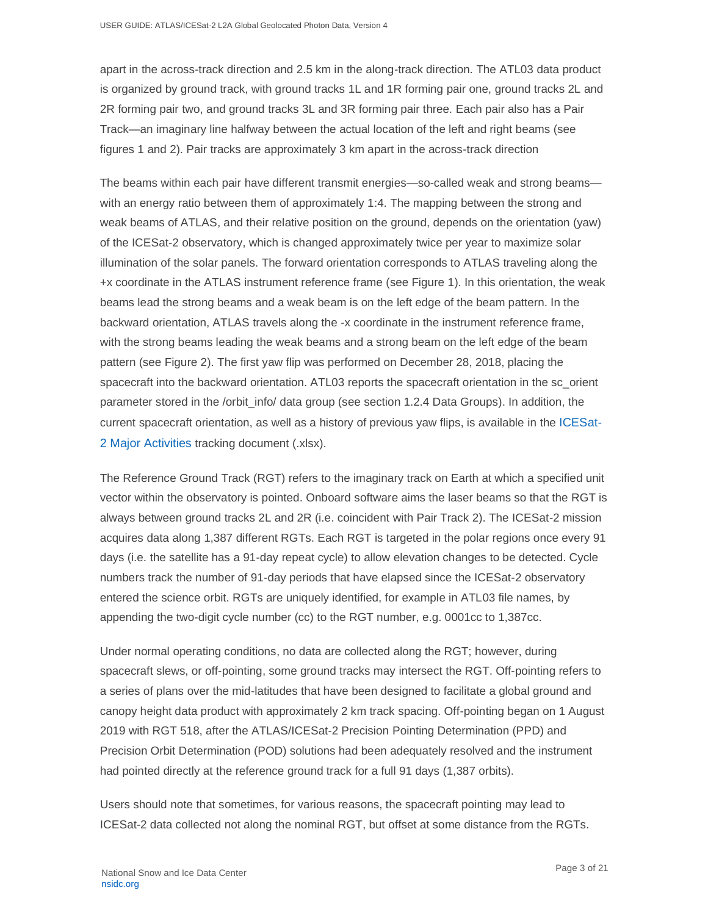apart in the across-track direction and 2.5 km in the along-track direction. The ATL03 data product is organized by ground track, with ground tracks 1L and 1R forming pair one, ground tracks 2L and 2R forming pair two, and ground tracks 3L and 3R forming pair three. Each pair also has a Pair Track—an imaginary line halfway between the actual location of the left and right beams (see figures 1 and 2). Pair tracks are approximately 3 km apart in the across-track direction

The beams within each pair have different transmit energies—so-called weak and strong beams—with an energy ratio between them of approximately 1:4. The mapping between the strong and weak beams of ATLAS, and their relative position on the ground, depends on the orientation (yaw) of the ICESat-2 observatory, which is changed approximately twice per year to maximize solar illumination of the solar panels. The forward orientation corresponds to ATLAS traveling along the +x coordinate in the ATLAS instrument reference frame (see Figure 1). In this orientation, the weak beams lead the strong beams and a weak beam is on the left edge of the beam pattern. In the backward orientation, ATLAS travels along the -x coordinate in the instrument reference frame, with the strong beams leading the weak beams and a strong beam on the left edge of the beam pattern (see Figure 2). The first yaw flip was performed on December 28, 2018, placing the spacecraft into the backward orientation. ATL03 reports the spacecraft orientation in the sc_orient parameter stored in the /orbit_info/ data group (see section 1.2.4 Data Groups). In addition, the current spacecraft orientation, as well as a history of previous yaw flips, is available in the ICESat-2 Major Activities tracking document (.xlsx).

The Reference Ground Track (RGT) refers to the imaginary track on Earth at which a specified unit vector within the observatory is pointed. Onboard software aims the laser beams so that the RGT is always between ground tracks 2L and 2R (i.e. coincident with Pair Track 2). The ICESat-2 mission acquires data along 1,387 different RGTs. Each RGT is targeted in the polar regions once every 91 days (i.e. the satellite has a 91-day repeat cycle) to allow elevation changes to be detected. Cycle numbers track the number of 91-day periods that have elapsed since the ICESat-2 observatory entered the science orbit. RGTs are uniquely identified, for example in ATL03 file names, by appending the two-digit cycle number (cc) to the RGT number, e.g. 0001cc to 1,387cc.

Under normal operating conditions, no data are collected along the RGT; however, during spacecraft slews, or off-pointing, some ground tracks may intersect the RGT. Off-pointing refers to a series of plans over the mid-latitudes that have been designed to facilitate a global ground and canopy height data product with approximately 2 km track spacing. Off-pointing began on 1 August 2019 with RGT 518, after the ATLAS/ICESat-2 Precision Pointing Determination (PPD) and Precision Orbit Determination (POD) solutions had been adequately resolved and the instrument had pointed directly at the reference ground track for a full 91 days (1,387 orbits).

Users should note that sometimes, for various reasons, the spacecraft pointing may lead to ICESat-2 data collected not along the nominal RGT, but offset at some distance from the RGTs.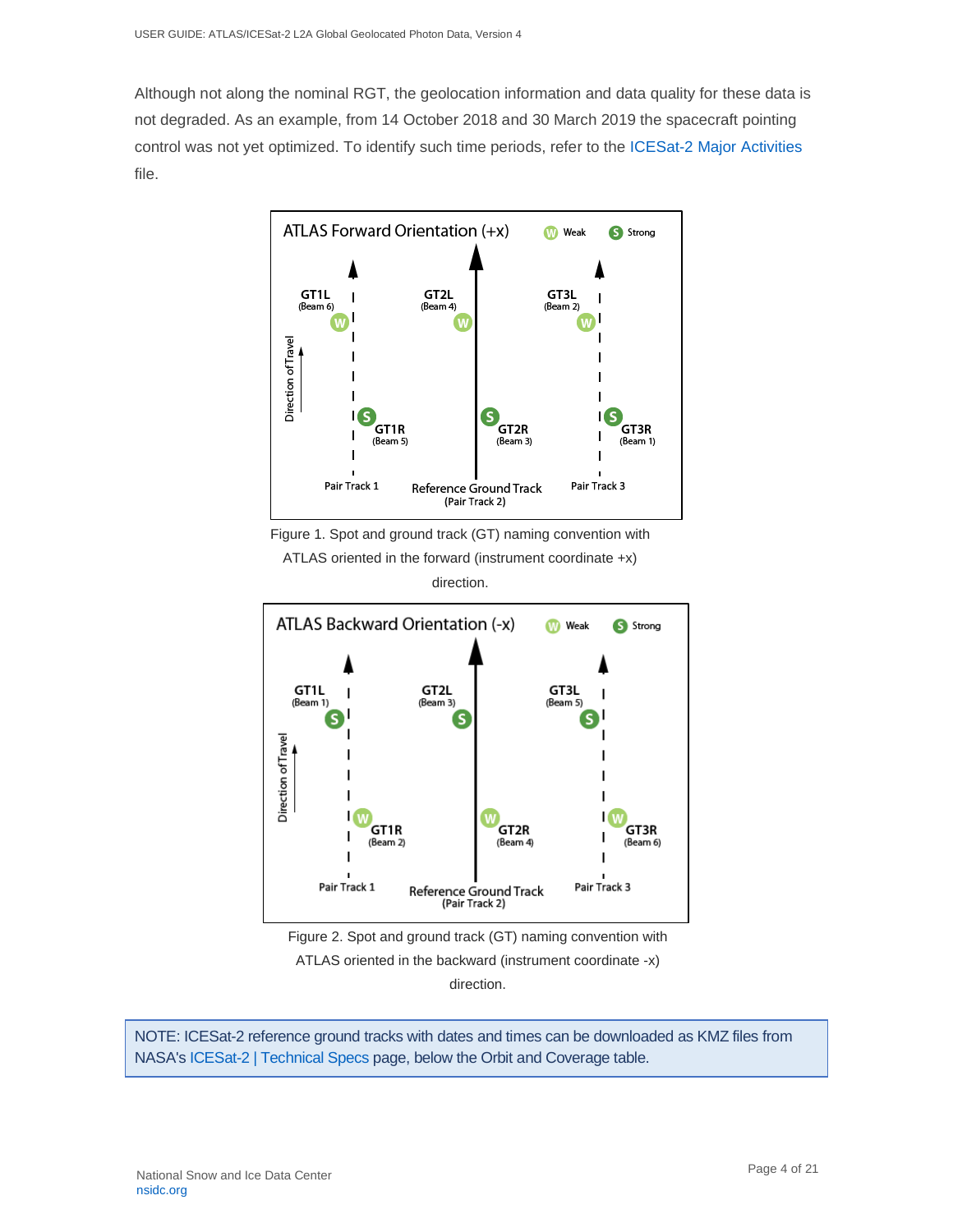Although not along the nominal RGT, the geolocation information and data quality for these data is not degraded. As an example, from 14 October 2018 and 30 March 2019 the spacecraft pointing control was not yet optimized. To identify such time periods, refer to the ICESat-2 Major Activities file.

Figure 1. Spot and ground track (GT) naming convention with ATLAS oriented in the forward (instrument coordinate +x) direction.

Figure 2. Spot and ground track (GT) naming convention with ATLAS oriented in the backward (instrument coordinate -x) direction.

NOTE: ICESat-2 reference ground tracks with dates and times can be downloaded as KMZ files from NASA's ICESat-2 | Technical Specs page, below the Orbit and Coverage table.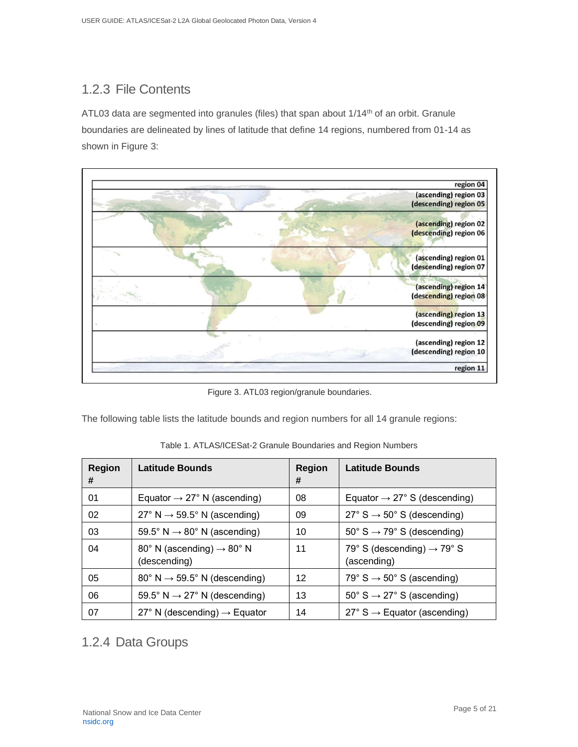## 1.2.3 File Contents

ATL03 data are segmented into granules (files) that span about 1/14th of an orbit. Granule boundaries are delineated by lines of latitude that define 14 regions, numbered from 01-14 as shown in Figure 3:

Figure 3. ATL03 region/granule boundaries.

The following table lists the latitude bounds and region numbers for all 14 granule regions:

Table 1. ATLAS/ICESat-2 Granule Boundaries and Region Numbers

| Region # | Latitude Bounds | Region # | Latitude Bounds |
|---|---|---|---|
| 01 | Equator → 27° N (ascending) | 08 | Equator → 27° S (descending) |
| 02 | 27° N → 59.5° N (ascending) | 09 | 27° S → 50° S (descending) |
| 03 | 59.5° N → 80° N (ascending) | 10 | 50° S → 79° S (descending) |
| 04 | 80° N (ascending) → 80° N (descending) | 11 | 79° S (descending) → 79° S (ascending) |
| 05 | 80° N → 59.5° N (descending) | 12 | 79° S → 50° S (ascending) |
| 06 | 59.5° N → 27° N (descending) | 13 | 50° S → 27° S (ascending) |
| 07 | 27° N (descending) → Equator | 14 | 27° S → Equator (ascending) |

## 1.2.4 Data Groups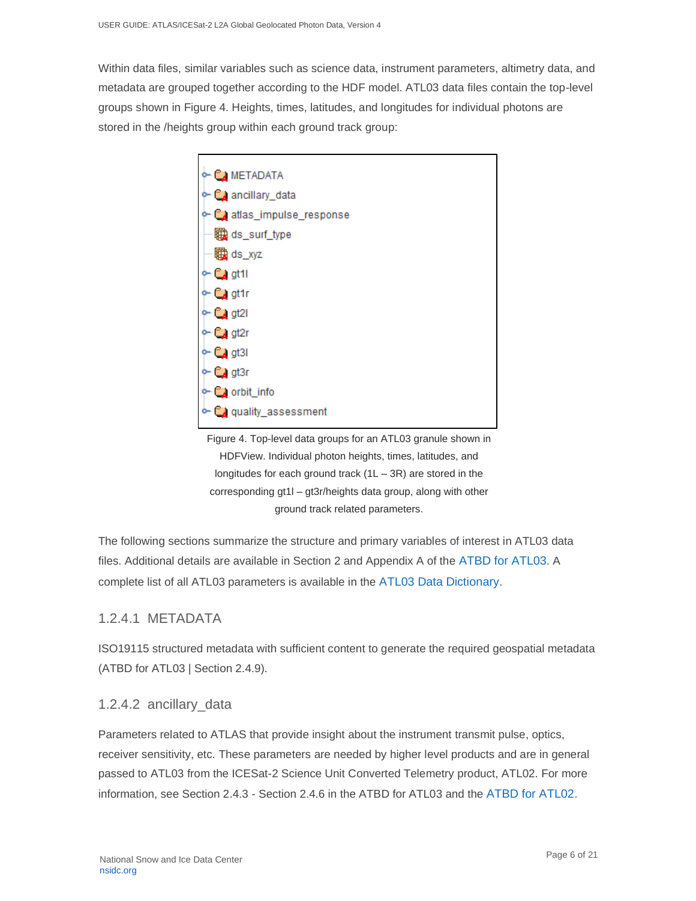Within data files, similar variables such as science data, instrument parameters, altimetry data, and metadata are grouped together according to the HDF model. ATL03 data files contain the top-level groups shown in Figure 4. Heights, times, latitudes, and longitudes for individual photons are stored in the /heights group within each ground track group:

```
METADATA
ancillary_data
atlas_impulse_response
ds_surf_type
ds_xyz
gt1l
gt1r
gt2l
gt2r
gt3l
gt3r
orbit_info
quality_assessment
```

Figure 4. Top-level data groups for an ATL03 granule shown in HDFView. Individual photon heights, times, latitudes, and longitudes for each ground track (1L – 3R) are stored in the corresponding gt1l – gt3r/heights data group, along with other ground track related parameters.

The following sections summarize the structure and primary variables of interest in ATL03 data files. Additional details are available in Section 2 and Appendix A of the ATBD for ATL03. A complete list of all ATL03 parameters is available in the ATL03 Data Dictionary.

### 1.2.4.1 METADATA

ISO19115 structured metadata with sufficient content to generate the required geospatial metadata (ATBD for ATL03 | Section 2.4.9).

### 1.2.4.2 ancillary_data

Parameters related to ATLAS that provide insight about the instrument transmit pulse, optics, receiver sensitivity, etc. These parameters are needed by higher level products and are in general passed to ATL03 from the ICESat-2 Science Unit Converted Telemetry product, ATL02. For more information, see Section 2.4.3 - Section 2.4.6 in the ATBD for ATL03 and the ATBD for ATL02.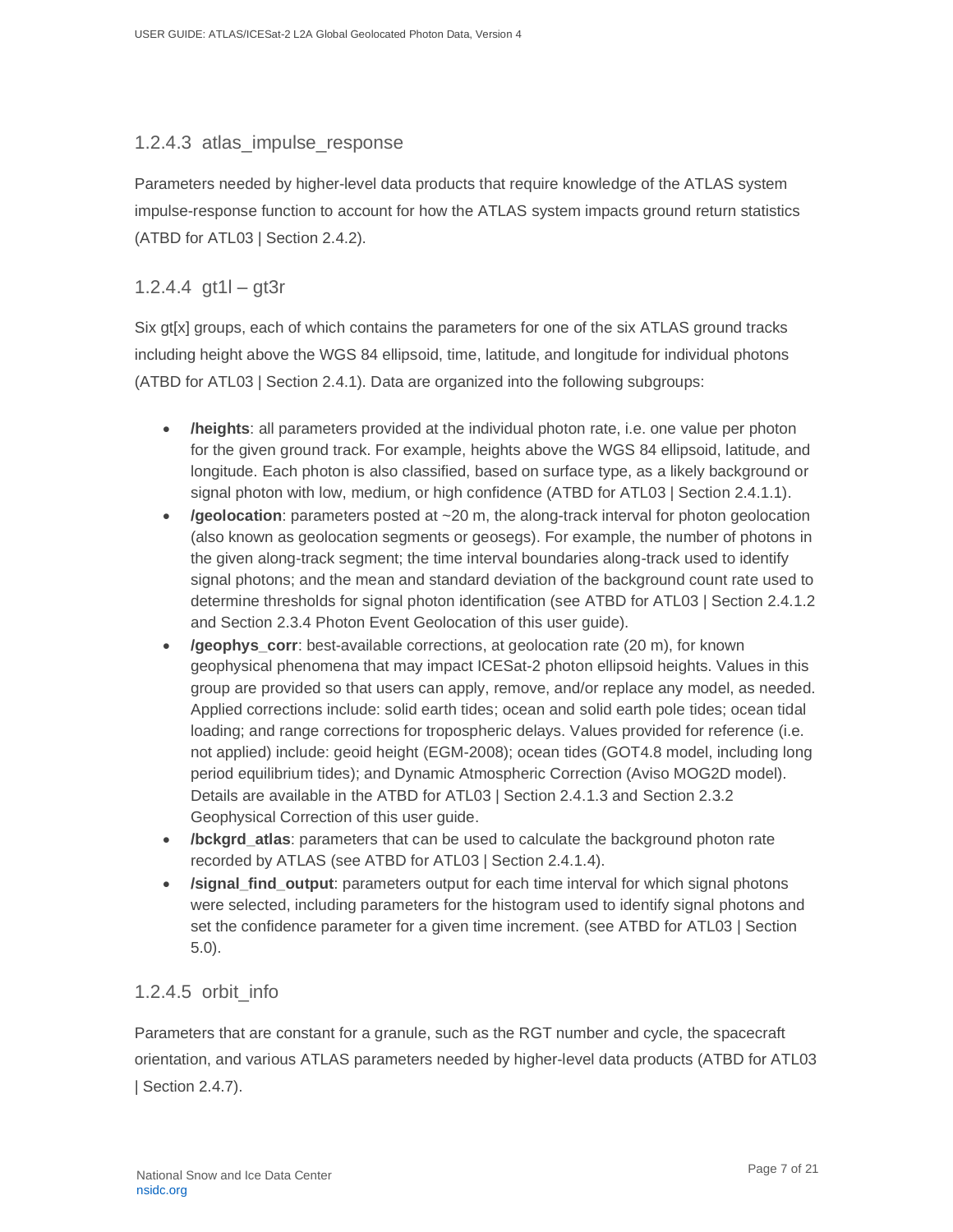### 1.2.4.3 atlas_impulse_response

Parameters needed by higher-level data products that require knowledge of the ATLAS system impulse-response function to account for how the ATLAS system impacts ground return statistics (ATBD for ATL03 | Section 2.4.2).

### 1.2.4.4 gt1l – gt3r

Six gt[x] groups, each of which contains the parameters for one of the six ATLAS ground tracks including height above the WGS 84 ellipsoid, time, latitude, and longitude for individual photons (ATBD for ATL03 | Section 2.4.1). Data are organized into the following subgroups:

- **/heights**: all parameters provided at the individual photon rate, i.e. one value per photon for the given ground track. For example, heights above the WGS 84 ellipsoid, latitude, and longitude. Each photon is also classified, based on surface type, as a likely background or signal photon with low, medium, or high confidence (ATBD for ATL03 | Section 2.4.1.1).
- **/geolocation**: parameters posted at ~20 m, the along-track interval for photon geolocation (also known as geolocation segments or geosegs). For example, the number of photons in the given along-track segment; the time interval boundaries along-track used to identify signal photons; and the mean and standard deviation of the background count rate used to determine thresholds for signal photon identification (see ATBD for ATL03 | Section 2.4.1.2 and Section 2.3.4 Photon Event Geolocation of this user guide).
- **/geophys_corr**: best-available corrections, at geolocation rate (20 m), for known geophysical phenomena that may impact ICESat-2 photon ellipsoid heights. Values in this group are provided so that users can apply, remove, and/or replace any model, as needed. Applied corrections include: solid earth tides; ocean and solid earth pole tides; ocean tidal loading; and range corrections for tropospheric delays. Values provided for reference (i.e. not applied) include: geoid height (EGM-2008); ocean tides (GOT4.8 model, including long period equilibrium tides); and Dynamic Atmospheric Correction (Aviso MOG2D model). Details are available in the ATBD for ATL03 | Section 2.4.1.3 and Section 2.3.2 Geophysical Correction of this user guide.
- **/bckgrd_atlas**: parameters that can be used to calculate the background photon rate recorded by ATLAS (see ATBD for ATL03 | Section 2.4.1.4).
- **/signal_find_output**: parameters output for each time interval for which signal photons were selected, including parameters for the histogram used to identify signal photons and set the confidence parameter for a given time increment. (see ATBD for ATL03 | Section 5.0).

### 1.2.4.5 orbit_info

Parameters that are constant for a granule, such as the RGT number and cycle, the spacecraft orientation, and various ATLAS parameters needed by higher-level data products (ATBD for ATL03 | Section 2.4.7).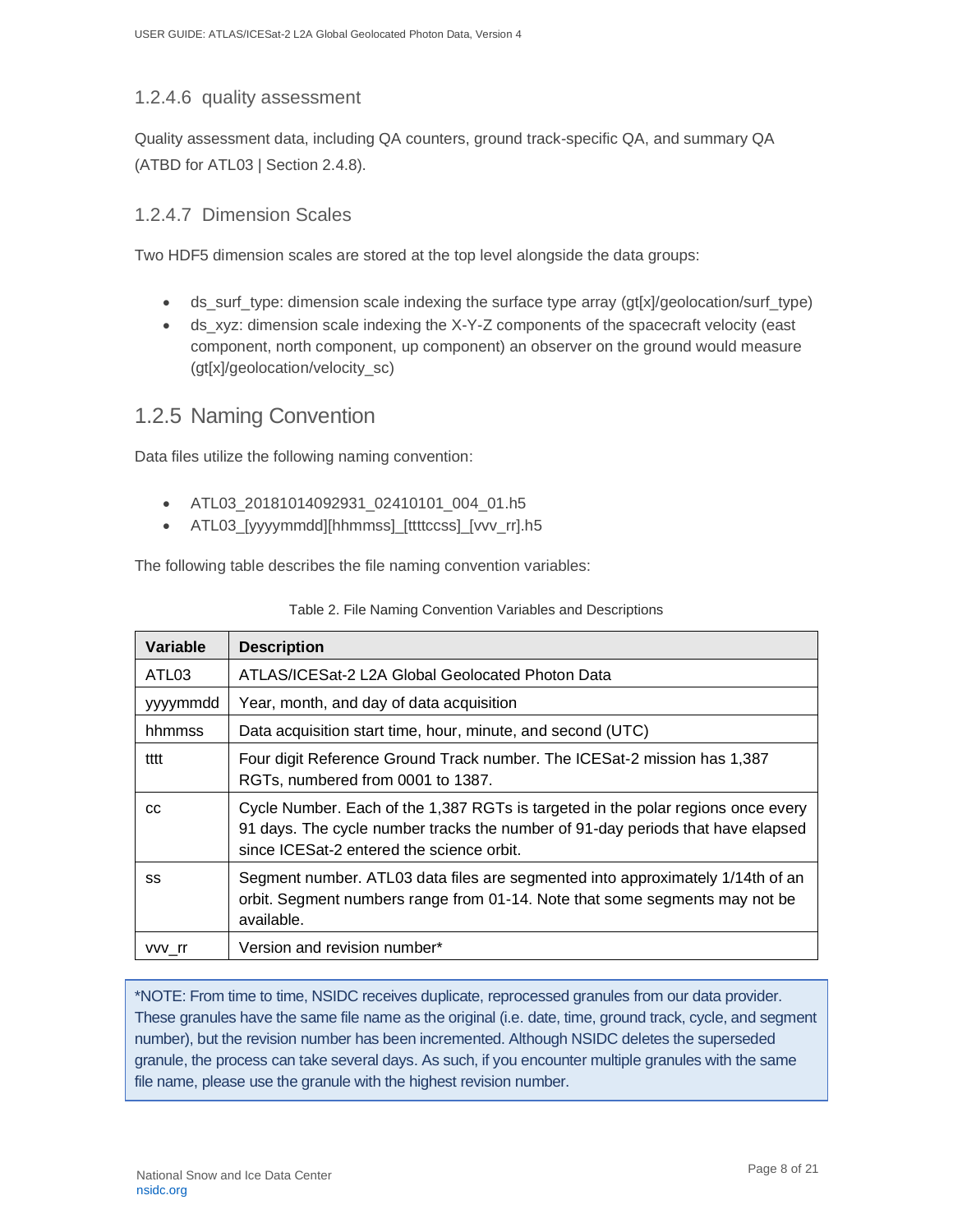#### 1.2.4.6 quality assessment

Quality assessment data, including QA counters, ground track-specific QA, and summary QA (ATBD for ATL03 | Section 2.4.8).

#### 1.2.4.7 Dimension Scales

Two HDF5 dimension scales are stored at the top level alongside the data groups:

- ds_surf_type: dimension scale indexing the surface type array (gt[x]/geolocation/surf_type)
- ds_xyz: dimension scale indexing the X-Y-Z components of the spacecraft velocity (east component, north component, up component) an observer on the ground would measure (gt[x]/geolocation/velocity_sc)

### 1.2.5 Naming Convention

Data files utilize the following naming convention:

- ATL03_20181014092931_02410101_004_01.h5
- ATL03_[yyyymmdd][hhmmss]_[ttttccss]_[vvv_rr].h5

The following table describes the file naming convention variables:

Table 2. File Naming Convention Variables and Descriptions

| Variable | Description |
|---|---|
| ATL03 | ATLAS/ICESat-2 L2A Global Geolocated Photon Data |
| yyyymmdd | Year, month, and day of data acquisition |
| hhmmss | Data acquisition start time, hour, minute, and second (UTC) |
| tttt | Four digit Reference Ground Track number. The ICESat-2 mission has 1,387 RGTs, numbered from 0001 to 1387. |
| cc | Cycle Number. Each of the 1,387 RGTs is targeted in the polar regions once every 91 days. The cycle number tracks the number of 91-day periods that have elapsed since ICESat-2 entered the science orbit. |
| ss | Segment number. ATL03 data files are segmented into approximately 1/14th of an orbit. Segment numbers range from 01-14. Note that some segments may not be available. |
| vvv_rr | Version and revision number* |

*NOTE: From time to time, NSIDC receives duplicate, reprocessed granules from our data provider. These granules have the same file name as the original (i.e. date, time, ground track, cycle, and segment number), but the revision number has been incremented. Although NSIDC deletes the superseded granule, the process can take several days. As such, if you encounter multiple granules with the same file name, please use the granule with the highest revision number.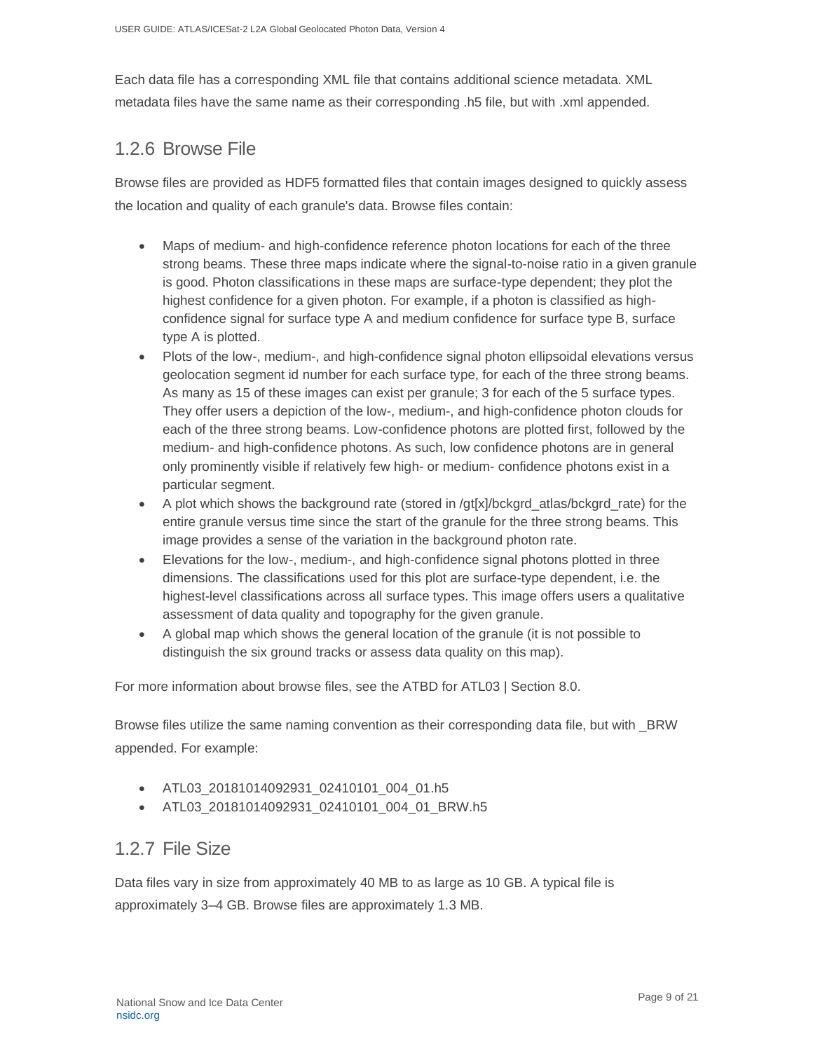Each data file has a corresponding XML file that contains additional science metadata. XML metadata files have the same name as their corresponding .h5 file, but with .xml appended.

### 1.2.6 Browse File

Browse files are provided as HDF5 formatted files that contain images designed to quickly assess the location and quality of each granule's data. Browse files contain:

- Maps of medium- and high-confidence reference photon locations for each of the three strong beams. These three maps indicate where the signal-to-noise ratio in a given granule is good. Photon classifications in these maps are surface-type dependent; they plot the highest confidence for a given photon. For example, if a photon is classified as high-confidence signal for surface type A and medium confidence for surface type B, surface type A is plotted.
- Plots of the low-, medium-, and high-confidence signal photon ellipsoidal elevations versus geolocation segment id number for each surface type, for each of the three strong beams. As many as 15 of these images can exist per granule; 3 for each of the 5 surface types. They offer users a depiction of the low-, medium-, and high-confidence photon clouds for each of the three strong beams. Low-confidence photons are plotted first, followed by the medium- and high-confidence photons. As such, low confidence photons are in general only prominently visible if relatively few high- or medium- confidence photons exist in a particular segment.
- A plot which shows the background rate (stored in /gt[x]/bckgrd_atlas/bckgrd_rate) for the entire granule versus time since the start of the granule for the three strong beams. This image provides a sense of the variation in the background photon rate.
- Elevations for the low-, medium-, and high-confidence signal photons plotted in three dimensions. The classifications used for this plot are surface-type dependent, i.e. the highest-level classifications across all surface types. This image offers users a qualitative assessment of data quality and topography for the given granule.
- A global map which shows the general location of the granule (it is not possible to distinguish the six ground tracks or assess data quality on this map).

For more information about browse files, see the ATBD for ATL03 | Section 8.0.

Browse files utilize the same naming convention as their corresponding data file, but with _BRW appended. For example:

- ATL03_20181014092931_02410101_004_01.h5
- ATL03_20181014092931_02410101_004_01_BRW.h5

### 1.2.7 File Size

Data files vary in size from approximately 40 MB to as large as 10 GB. A typical file is approximately 3–4 GB. Browse files are approximately 1.3 MB.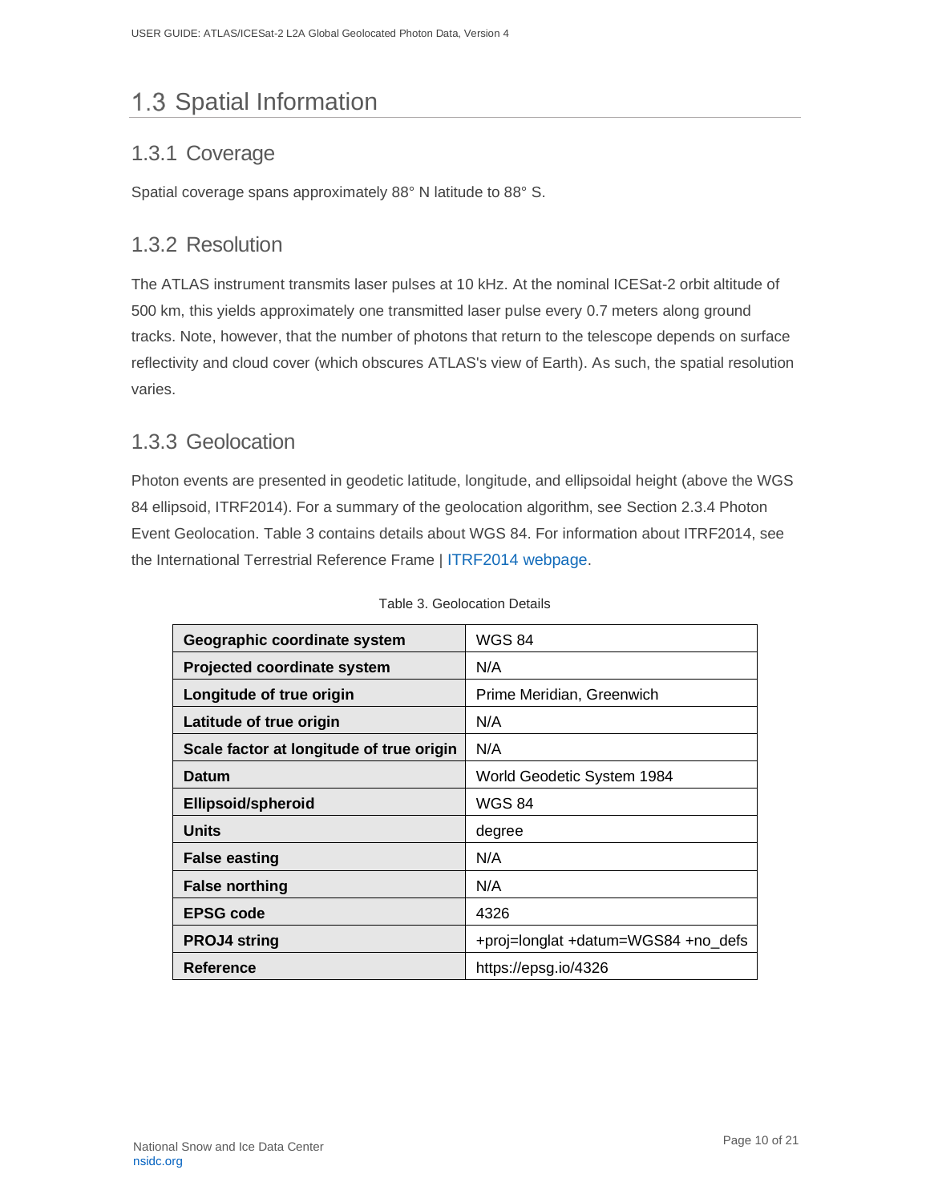## 1.3 Spatial Information

### 1.3.1 Coverage

Spatial coverage spans approximately 88° N latitude to 88° S.

### 1.3.2 Resolution

The ATLAS instrument transmits laser pulses at 10 kHz. At the nominal ICESat-2 orbit altitude of 500 km, this yields approximately one transmitted laser pulse every 0.7 meters along ground tracks. Note, however, that the number of photons that return to the telescope depends on surface reflectivity and cloud cover (which obscures ATLAS's view of Earth). As such, the spatial resolution varies.

### 1.3.3 Geolocation

Photon events are presented in geodetic latitude, longitude, and ellipsoidal height (above the WGS 84 ellipsoid, ITRF2014). For a summary of the geolocation algorithm, see Section 2.3.4 Photon Event Geolocation. Table 3 contains details about WGS 84. For information about ITRF2014, see the International Terrestrial Reference Frame | ITRF2014 webpage.

Table 3. Geolocation Details

| | |
|---|---|
| **Geographic coordinate system** | WGS 84 |
| **Projected coordinate system** | N/A |
| **Longitude of true origin** | Prime Meridian, Greenwich |
| **Latitude of true origin** | N/A |
| **Scale factor at longitude of true origin** | N/A |
| **Datum** | World Geodetic System 1984 |
| **Ellipsoid/spheroid** | WGS 84 |
| **Units** | degree |
| **False easting** | N/A |
| **False northing** | N/A |
| **EPSG code** | 4326 |
| **PROJ4 string** | +proj=longlat +datum=WGS84 +no_defs |
| **Reference** | https://epsg.io/4326 |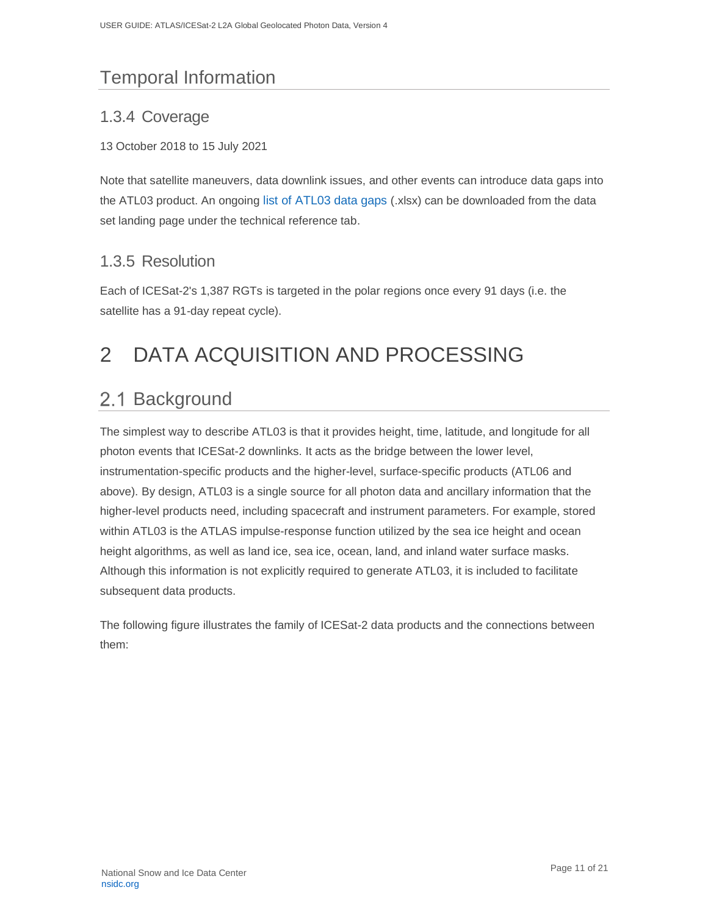## Temporal Information

### 1.3.4 Coverage

13 October 2018 to 15 July 2021

Note that satellite maneuvers, data downlink issues, and other events can introduce data gaps into the ATL03 product. An ongoing list of ATL03 data gaps (.xlsx) can be downloaded from the data set landing page under the technical reference tab.

### 1.3.5 Resolution

Each of ICESat-2's 1,387 RGTs is targeted in the polar regions once every 91 days (i.e. the satellite has a 91-day repeat cycle).

# 2 DATA ACQUISITION AND PROCESSING

## 2.1 Background

The simplest way to describe ATL03 is that it provides height, time, latitude, and longitude for all photon events that ICESat-2 downlinks. It acts as the bridge between the lower level, instrumentation-specific products and the higher-level, surface-specific products (ATL06 and above). By design, ATL03 is a single source for all photon data and ancillary information that the higher-level products need, including spacecraft and instrument parameters. For example, stored within ATL03 is the ATLAS impulse-response function utilized by the sea ice height and ocean height algorithms, as well as land ice, sea ice, ocean, land, and inland water surface masks. Although this information is not explicitly required to generate ATL03, it is included to facilitate subsequent data products.

The following figure illustrates the family of ICESat-2 data products and the connections between them: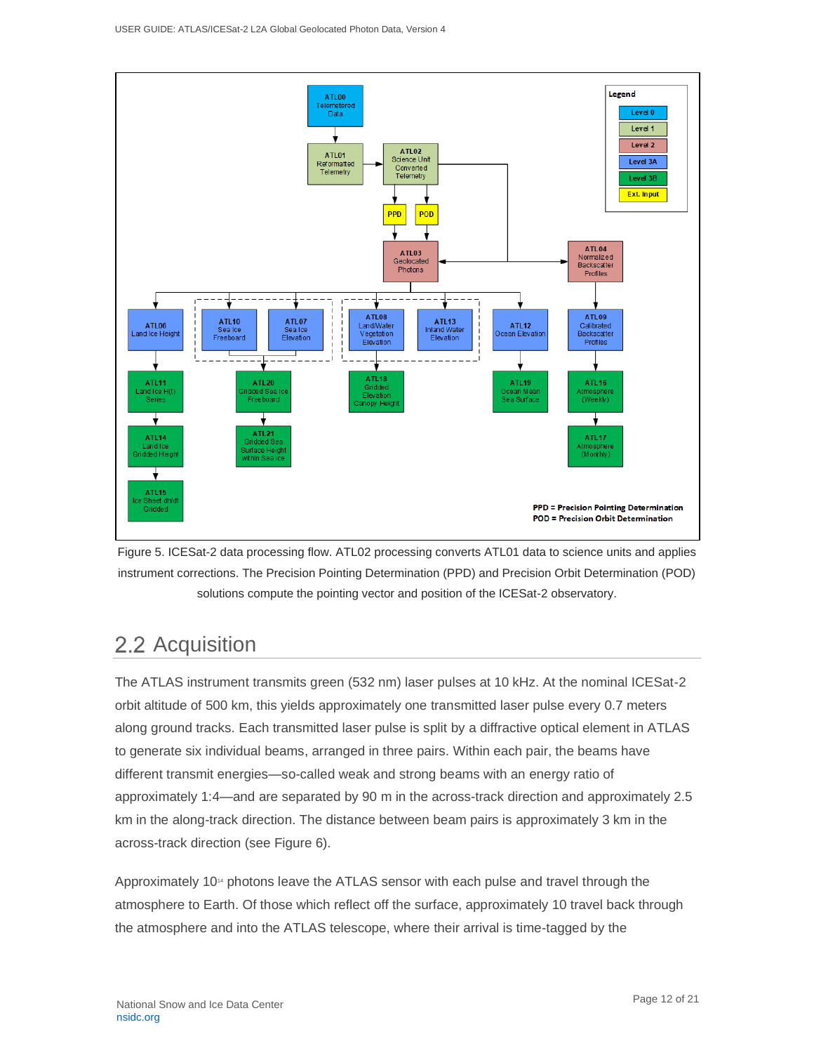Figure 5. ICESat-2 data processing flow. ATL02 processing converts ATL01 data to science units and applies instrument corrections. The Precision Pointing Determination (PPD) and Precision Orbit Determination (POD) solutions compute the pointing vector and position of the ICESat-2 observatory.

## 2.2 Acquisition

The ATLAS instrument transmits green (532 nm) laser pulses at 10 kHz. At the nominal ICESat-2 orbit altitude of 500 km, this yields approximately one transmitted laser pulse every 0.7 meters along ground tracks. Each transmitted laser pulse is split by a diffractive optical element in ATLAS to generate six individual beams, arranged in three pairs. Within each pair, the beams have different transmit energies—so-called weak and strong beams with an energy ratio of approximately 1:4—and are separated by 90 m in the across-track direction and approximately 2.5 km in the along-track direction. The distance between beam pairs is approximately 3 km in the across-track direction (see Figure 6).

Approximately $10^{14}$ photons leave the ATLAS sensor with each pulse and travel through the atmosphere to Earth. Of those which reflect off the surface, approximately 10 travel back through the atmosphere and into the ATLAS telescope, where their arrival is time-tagged by the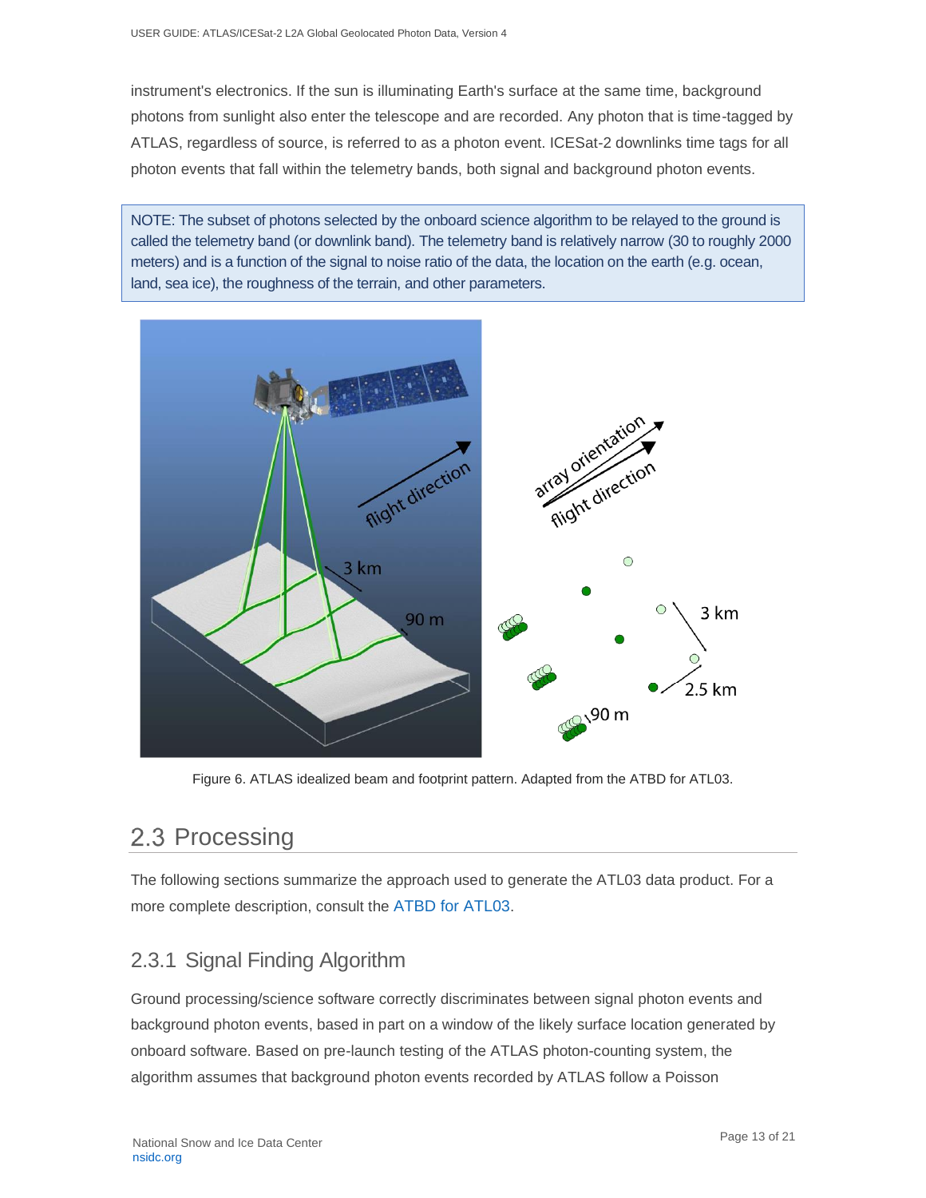instrument's electronics. If the sun is illuminating Earth's surface at the same time, background photons from sunlight also enter the telescope and are recorded. Any photon that is time-tagged by ATLAS, regardless of source, is referred to as a photon event. ICESat-2 downlinks time tags for all photon events that fall within the telemetry bands, both signal and background photon events.

> NOTE: The subset of photons selected by the onboard science algorithm to be relayed to the ground is called the telemetry band (or downlink band). The telemetry band is relatively narrow (30 to roughly 2000 meters) and is a function of the signal to noise ratio of the data, the location on the earth (e.g. ocean, land, sea ice), the roughness of the terrain, and other parameters.

Figure 6. ATLAS idealized beam and footprint pattern. Adapted from the ATBD for ATL03.

## 2.3 Processing

The following sections summarize the approach used to generate the ATL03 data product. For a more complete description, consult the ATBD for ATL03.

### 2.3.1 Signal Finding Algorithm

Ground processing/science software correctly discriminates between signal photon events and background photon events, based in part on a window of the likely surface location generated by onboard software. Based on pre-launch testing of the ATLAS photon-counting system, the algorithm assumes that background photon events recorded by ATLAS follow a Poisson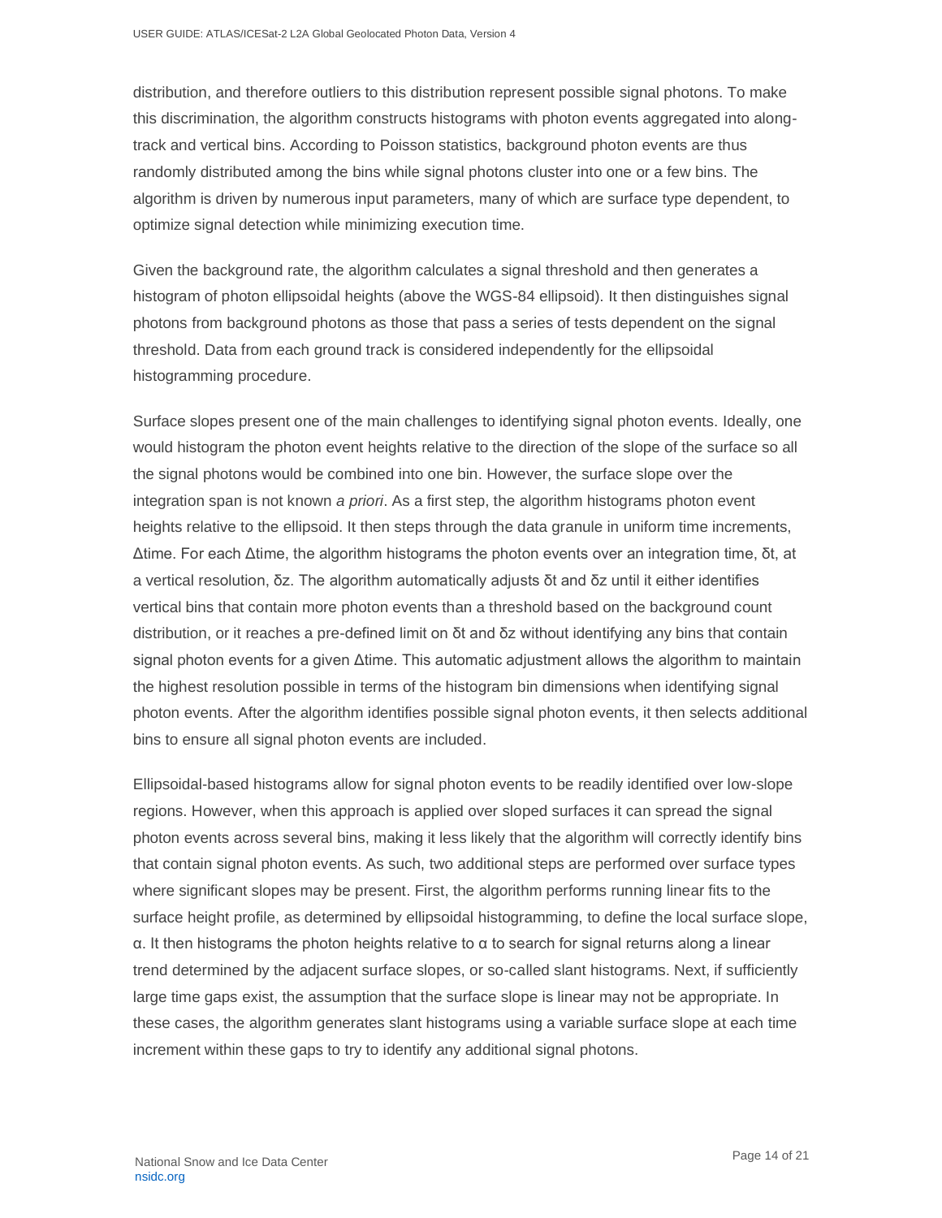distribution, and therefore outliers to this distribution represent possible signal photons. To make this discrimination, the algorithm constructs histograms with photon events aggregated into along-track and vertical bins. According to Poisson statistics, background photon events are thus randomly distributed among the bins while signal photons cluster into one or a few bins. The algorithm is driven by numerous input parameters, many of which are surface type dependent, to optimize signal detection while minimizing execution time.

Given the background rate, the algorithm calculates a signal threshold and then generates a histogram of photon ellipsoidal heights (above the WGS-84 ellipsoid). It then distinguishes signal photons from background photons as those that pass a series of tests dependent on the signal threshold. Data from each ground track is considered independently for the ellipsoidal histogramming procedure.

Surface slopes present one of the main challenges to identifying signal photon events. Ideally, one would histogram the photon event heights relative to the direction of the slope of the surface so all the signal photons would be combined into one bin. However, the surface slope over the integration span is not known *a priori*. As a first step, the algorithm histograms photon event heights relative to the ellipsoid. It then steps through the data granule in uniform time increments, $\Delta$time. For each $\Delta$time, the algorithm histograms the photon events over an integration time, $\delta t$, at a vertical resolution, $\delta z$. The algorithm automatically adjusts $\delta t$ and $\delta z$ until it either identifies vertical bins that contain more photon events than a threshold based on the background count distribution, or it reaches a pre-defined limit on $\delta t$ and $\delta z$ without identifying any bins that contain signal photon events for a given $\Delta$time. This automatic adjustment allows the algorithm to maintain the highest resolution possible in terms of the histogram bin dimensions when identifying signal photon events. After the algorithm identifies possible signal photon events, it then selects additional bins to ensure all signal photon events are included.

Ellipsoidal-based histograms allow for signal photon events to be readily identified over low-slope regions. However, when this approach is applied over sloped surfaces it can spread the signal photon events across several bins, making it less likely that the algorithm will correctly identify bins that contain signal photon events. As such, two additional steps are performed over surface types where significant slopes may be present. First, the algorithm performs running linear fits to the surface height profile, as determined by ellipsoidal histogramming, to define the local surface slope, $\alpha$. It then histograms the photon heights relative to $\alpha$ to search for signal returns along a linear trend determined by the adjacent surface slopes, or so-called slant histograms. Next, if sufficiently large time gaps exist, the assumption that the surface slope is linear may not be appropriate. In these cases, the algorithm generates slant histograms using a variable surface slope at each time increment within these gaps to try to identify any additional signal photons.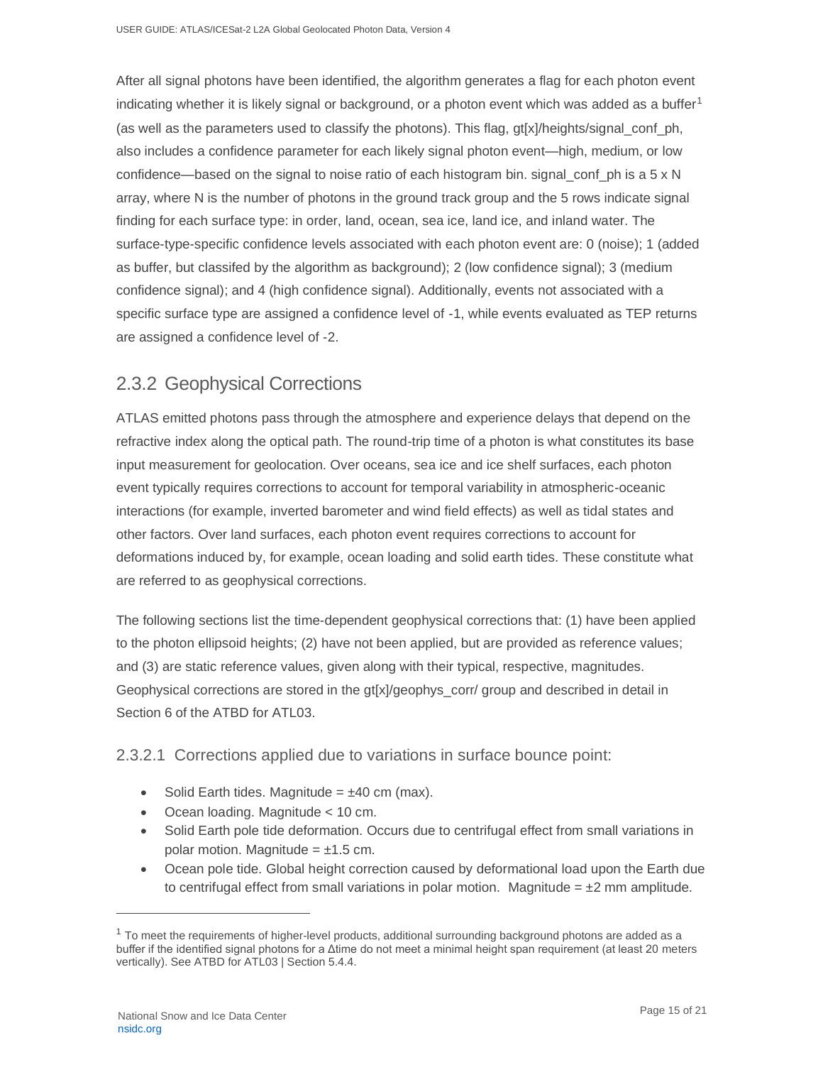After all signal photons have been identified, the algorithm generates a flag for each photon event indicating whether it is likely signal or background, or a photon event which was added as a buffer[1] (as well as the parameters used to classify the photons). This flag, gt[x]/heights/signal_conf_ph, also includes a confidence parameter for each likely signal photon event—high, medium, or low confidence—based on the signal to noise ratio of each histogram bin. signal_conf_ph is a 5 x N array, where N is the number of photons in the ground track group and the 5 rows indicate signal finding for each surface type: in order, land, ocean, sea ice, land ice, and inland water. The surface-type-specific confidence levels associated with each photon event are: 0 (noise); 1 (added as buffer, but classifed by the algorithm as background); 2 (low confidence signal); 3 (medium confidence signal); and 4 (high confidence signal). Additionally, events not associated with a specific surface type are assigned a confidence level of -1, while events evaluated as TEP returns are assigned a confidence level of -2.

## 2.3.2 Geophysical Corrections

ATLAS emitted photons pass through the atmosphere and experience delays that depend on the refractive index along the optical path. The round-trip time of a photon is what constitutes its base input measurement for geolocation. Over oceans, sea ice and ice shelf surfaces, each photon event typically requires corrections to account for temporal variability in atmospheric-oceanic interactions (for example, inverted barometer and wind field effects) as well as tidal states and other factors. Over land surfaces, each photon event requires corrections to account for deformations induced by, for example, ocean loading and solid earth tides. These constitute what are referred to as geophysical corrections.

The following sections list the time-dependent geophysical corrections that: (1) have been applied to the photon ellipsoid heights; (2) have not been applied, but are provided as reference values; and (3) are static reference values, given along with their typical, respective, magnitudes. Geophysical corrections are stored in the gt[x]/geophys_corr/ group and described in detail in Section 6 of the ATBD for ATL03.

### 2.3.2.1 Corrections applied due to variations in surface bounce point:

- Solid Earth tides. Magnitude = ±40 cm (max).
- Ocean loading. Magnitude < 10 cm.
- Solid Earth pole tide deformation. Occurs due to centrifugal effect from small variations in polar motion. Magnitude = ±1.5 cm.
- Ocean pole tide. Global height correction caused by deformational load upon the Earth due to centrifugal effect from small variations in polar motion. Magnitude = ±2 mm amplitude.

[1] To meet the requirements of higher-level products, additional surrounding background photons are added as a buffer if the identified signal photons for a Δtime do not meet a minimal height span requirement (at least 20 meters vertically). See ATBD for ATL03 | Section 5.4.4.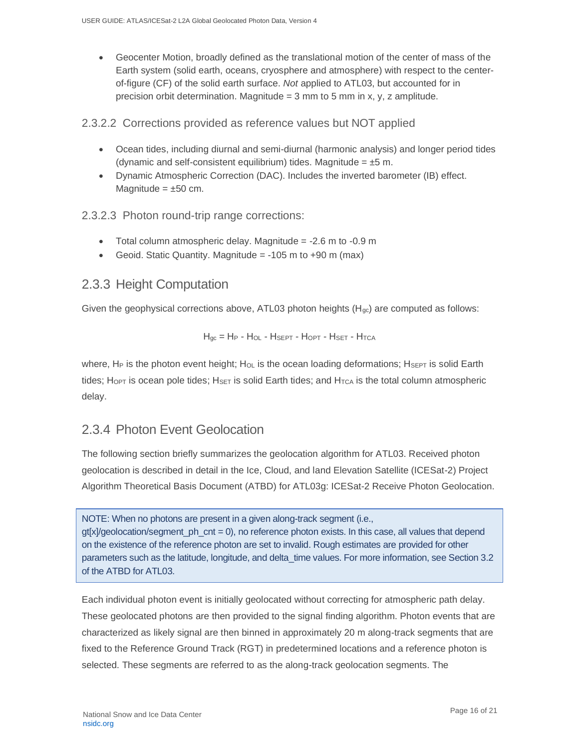- Geocenter Motion, broadly defined as the translational motion of the center of mass of the Earth system (solid earth, oceans, cryosphere and atmosphere) with respect to the center-of-figure (CF) of the solid earth surface. *Not* applied to ATL03, but accounted for in precision orbit determination. Magnitude = 3 mm to 5 mm in x, y, z amplitude.

#### 2.3.2.2 Corrections provided as reference values but NOT applied

- Ocean tides, including diurnal and semi-diurnal (harmonic analysis) and longer period tides (dynamic and self-consistent equilibrium) tides. Magnitude = ±5 m.
- Dynamic Atmospheric Correction (DAC). Includes the inverted barometer (IB) effect. Magnitude = ±50 cm.

#### 2.3.2.3 Photon round-trip range corrections:

- Total column atmospheric delay. Magnitude = -2.6 m to -0.9 m
- Geoid. Static Quantity. Magnitude = -105 m to +90 m (max)

### 2.3.3 Height Computation

Given the geophysical corrections above, ATL03 photon heights ($H_{gc}$) are computed as follows:

$$H_{gc} = H_P - H_{OL} - H_{SEPT} - H_{OPT} - H_{SET} - H_{TCA}$$

where, $H_P$ is the photon event height; $H_{OL}$ is the ocean loading deformations; $H_{SEPT}$ is solid Earth tides; $H_{OPT}$ is ocean pole tides; $H_{SET}$ is solid Earth tides; and $H_{TCA}$ is the total column atmospheric delay.

### 2.3.4 Photon Event Geolocation

The following section briefly summarizes the geolocation algorithm for ATL03. Received photon geolocation is described in detail in the Ice, Cloud, and land Elevation Satellite (ICESat-2) Project Algorithm Theoretical Basis Document (ATBD) for ATL03g: ICESat-2 Receive Photon Geolocation.

> NOTE: When no photons are present in a given along-track segment (i.e., gt[x]/geolocation/segment_ph_cnt = 0), no reference photon exists. In this case, all values that depend on the existence of the reference photon are set to invalid. Rough estimates are provided for other parameters such as the latitude, longitude, and delta_time values. For more information, see Section 3.2 of the ATBD for ATL03.

Each individual photon event is initially geolocated without correcting for atmospheric path delay. These geolocated photons are then provided to the signal finding algorithm. Photon events that are characterized as likely signal are then binned in approximately 20 m along-track segments that are fixed to the Reference Ground Track (RGT) in predetermined locations and a reference photon is selected. These segments are referred to as the along-track geolocation segments. The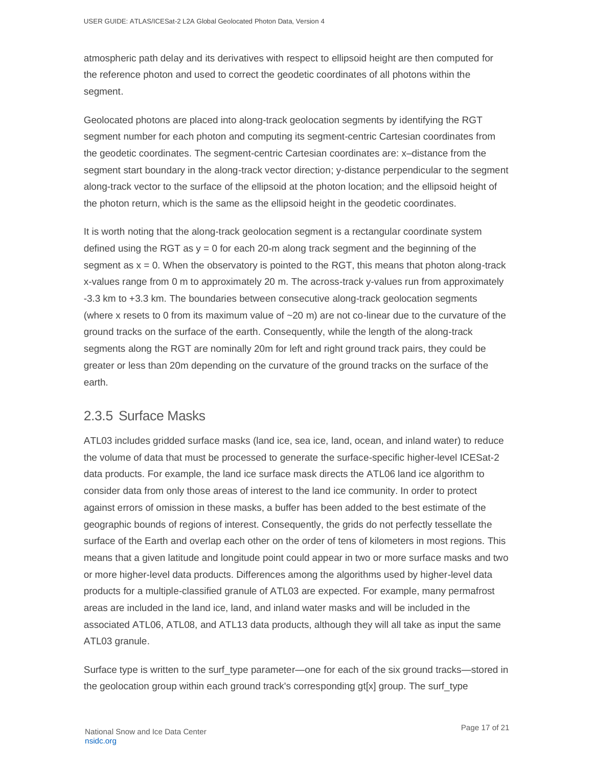atmospheric path delay and its derivatives with respect to ellipsoid height are then computed for the reference photon and used to correct the geodetic coordinates of all photons within the segment.

Geolocated photons are placed into along-track geolocation segments by identifying the RGT segment number for each photon and computing its segment-centric Cartesian coordinates from the geodetic coordinates. The segment-centric Cartesian coordinates are: x–distance from the segment start boundary in the along-track vector direction; y-distance perpendicular to the segment along-track vector to the surface of the ellipsoid at the photon location; and the ellipsoid height of the photon return, which is the same as the ellipsoid height in the geodetic coordinates.

It is worth noting that the along-track geolocation segment is a rectangular coordinate system defined using the RGT as y = 0 for each 20-m along track segment and the beginning of the segment as x = 0. When the observatory is pointed to the RGT, this means that photon along-track x-values range from 0 m to approximately 20 m. The across-track y-values run from approximately -3.3 km to +3.3 km. The boundaries between consecutive along-track geolocation segments (where x resets to 0 from its maximum value of ~20 m) are not co-linear due to the curvature of the ground tracks on the surface of the earth. Consequently, while the length of the along-track segments along the RGT are nominally 20m for left and right ground track pairs, they could be greater or less than 20m depending on the curvature of the ground tracks on the surface of the earth.

### 2.3.5 Surface Masks

ATL03 includes gridded surface masks (land ice, sea ice, land, ocean, and inland water) to reduce the volume of data that must be processed to generate the surface-specific higher-level ICESat-2 data products. For example, the land ice surface mask directs the ATL06 land ice algorithm to consider data from only those areas of interest to the land ice community. In order to protect against errors of omission in these masks, a buffer has been added to the best estimate of the geographic bounds of regions of interest. Consequently, the grids do not perfectly tessellate the surface of the Earth and overlap each other on the order of tens of kilometers in most regions. This means that a given latitude and longitude point could appear in two or more surface masks and two or more higher-level data products. Differences among the algorithms used by higher-level data products for a multiple-classified granule of ATL03 are expected. For example, many permafrost areas are included in the land ice, land, and inland water masks and will be included in the associated ATL06, ATL08, and ATL13 data products, although they will all take as input the same ATL03 granule.

Surface type is written to the surf_type parameter—one for each of the six ground tracks—stored in the geolocation group within each ground track's corresponding gt[x] group. The surf_type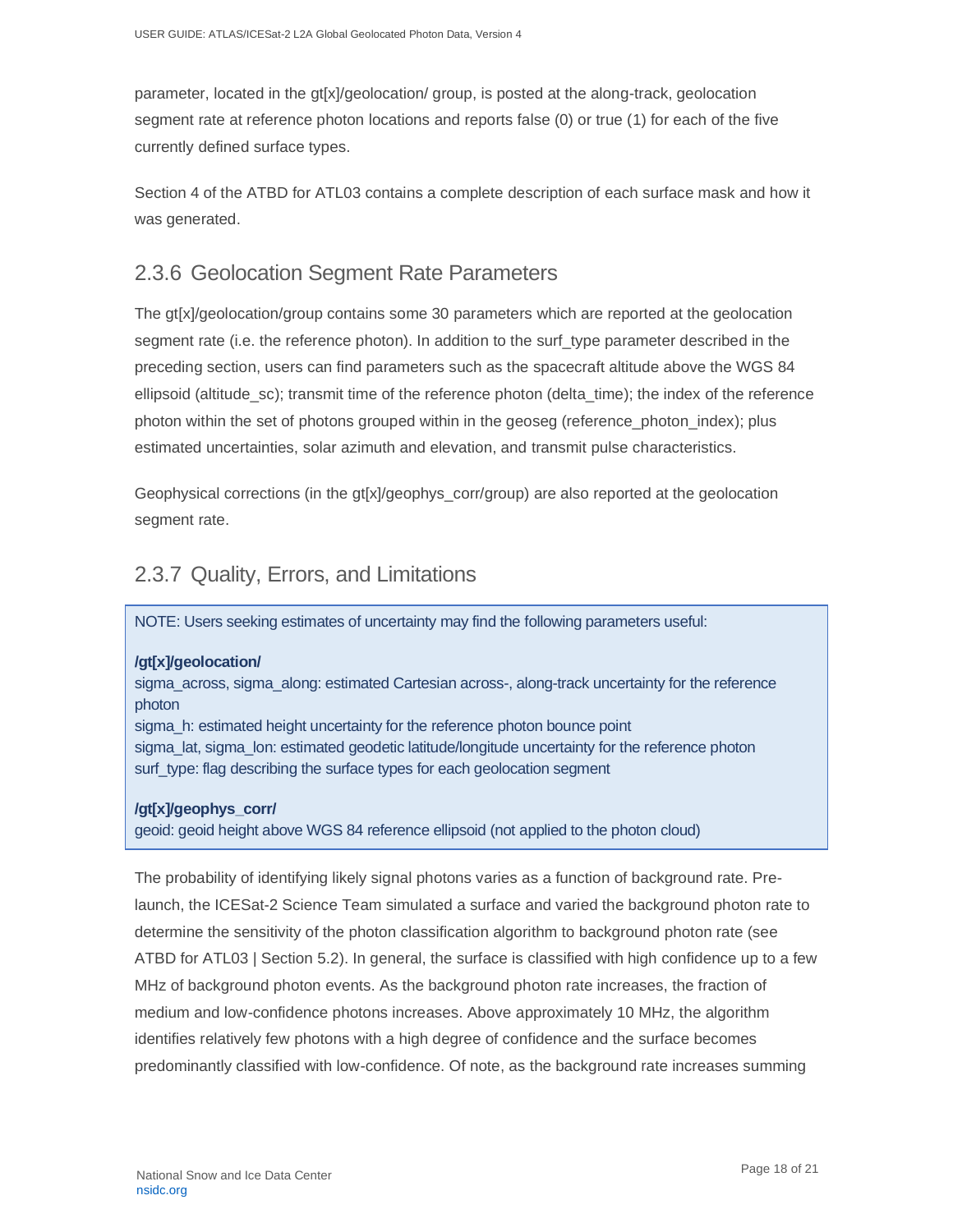parameter, located in the gt[x]/geolocation/ group, is posted at the along-track, geolocation segment rate at reference photon locations and reports false (0) or true (1) for each of the five currently defined surface types.

Section 4 of the ATBD for ATL03 contains a complete description of each surface mask and how it was generated.

### 2.3.6 Geolocation Segment Rate Parameters

The gt[x]/geolocation/group contains some 30 parameters which are reported at the geolocation segment rate (i.e. the reference photon). In addition to the surf_type parameter described in the preceding section, users can find parameters such as the spacecraft altitude above the WGS 84 ellipsoid (altitude_sc); transmit time of the reference photon (delta_time); the index of the reference photon within the set of photons grouped within in the geoseg (reference_photon_index); plus estimated uncertainties, solar azimuth and elevation, and transmit pulse characteristics.

Geophysical corrections (in the gt[x]/geophys_corr/group) are also reported at the geolocation segment rate.

### 2.3.7 Quality, Errors, and Limitations

NOTE: Users seeking estimates of uncertainty may find the following parameters useful:

**/gt[x]/geolocation/**
sigma_across, sigma_along: estimated Cartesian across-, along-track uncertainty for the reference photon
sigma_h: estimated height uncertainty for the reference photon bounce point
sigma_lat, sigma_lon: estimated geodetic latitude/longitude uncertainty for the reference photon
surf_type: flag describing the surface types for each geolocation segment

**/gt[x]/geophys_corr/**
geoid: geoid height above WGS 84 reference ellipsoid (not applied to the photon cloud)

The probability of identifying likely signal photons varies as a function of background rate. Pre-launch, the ICESat-2 Science Team simulated a surface and varied the background photon rate to determine the sensitivity of the photon classification algorithm to background photon rate (see ATBD for ATL03 | Section 5.2). In general, the surface is classified with high confidence up to a few MHz of background photon events. As the background photon rate increases, the fraction of medium and low-confidence photons increases. Above approximately 10 MHz, the algorithm identifies relatively few photons with a high degree of confidence and the surface becomes predominantly classified with low-confidence. Of note, as the background rate increases summing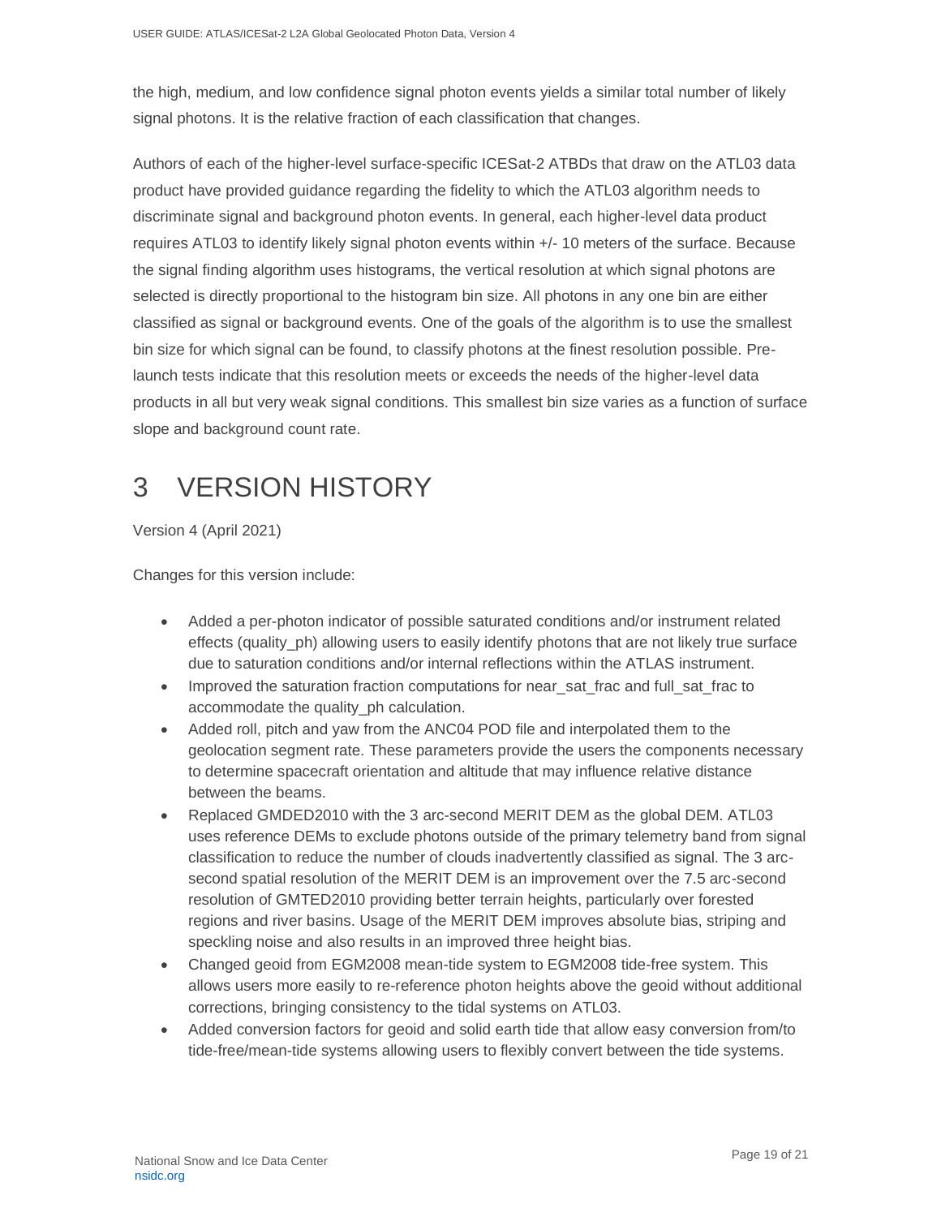the high, medium, and low confidence signal photon events yields a similar total number of likely signal photons. It is the relative fraction of each classification that changes.

Authors of each of the higher-level surface-specific ICESat-2 ATBDs that draw on the ATL03 data product have provided guidance regarding the fidelity to which the ATL03 algorithm needs to discriminate signal and background photon events. In general, each higher-level data product requires ATL03 to identify likely signal photon events within +/- 10 meters of the surface. Because the signal finding algorithm uses histograms, the vertical resolution at which signal photons are selected is directly proportional to the histogram bin size. All photons in any one bin are either classified as signal or background events. One of the goals of the algorithm is to use the smallest bin size for which signal can be found, to classify photons at the finest resolution possible. Pre-launch tests indicate that this resolution meets or exceeds the needs of the higher-level data products in all but very weak signal conditions. This smallest bin size varies as a function of surface slope and background count rate.

# 3 VERSION HISTORY

Version 4 (April 2021)

Changes for this version include:

- Added a per-photon indicator of possible saturated conditions and/or instrument related effects (quality_ph) allowing users to easily identify photons that are not likely true surface due to saturation conditions and/or internal reflections within the ATLAS instrument.
- Improved the saturation fraction computations for near_sat_frac and full_sat_frac to accommodate the quality_ph calculation.
- Added roll, pitch and yaw from the ANC04 POD file and interpolated them to the geolocation segment rate. These parameters provide the users the components necessary to determine spacecraft orientation and altitude that may influence relative distance between the beams.
- Replaced GMDED2010 with the 3 arc-second MERIT DEM as the global DEM. ATL03 uses reference DEMs to exclude photons outside of the primary telemetry band from signal classification to reduce the number of clouds inadvertently classified as signal. The 3 arc-second spatial resolution of the MERIT DEM is an improvement over the 7.5 arc-second resolution of GMTED2010 providing better terrain heights, particularly over forested regions and river basins. Usage of the MERIT DEM improves absolute bias, striping and speckling noise and also results in an improved three height bias.
- Changed geoid from EGM2008 mean-tide system to EGM2008 tide-free system. This allows users more easily to re-reference photon heights above the geoid without additional corrections, bringing consistency to the tidal systems on ATL03.
- Added conversion factors for geoid and solid earth tide that allow easy conversion from/to tide-free/mean-tide systems allowing users to flexibly convert between the tide systems.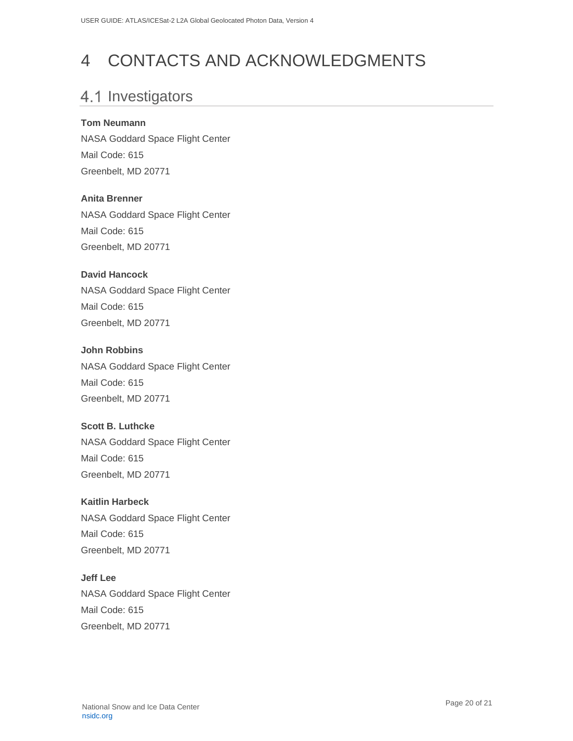# 4 CONTACTS AND ACKNOWLEDGMENTS

## 4.1 Investigators

**Tom Neumann**
NASA Goddard Space Flight Center
Mail Code: 615
Greenbelt, MD 20771

**Anita Brenner**
NASA Goddard Space Flight Center
Mail Code: 615
Greenbelt, MD 20771

**David Hancock**
NASA Goddard Space Flight Center
Mail Code: 615
Greenbelt, MD 20771

**John Robbins**
NASA Goddard Space Flight Center
Mail Code: 615
Greenbelt, MD 20771

**Scott B. Luthcke**
NASA Goddard Space Flight Center
Mail Code: 615
Greenbelt, MD 20771

**Kaitlin Harbeck**
NASA Goddard Space Flight Center
Mail Code: 615
Greenbelt, MD 20771

**Jeff Lee**
NASA Goddard Space Flight Center
Mail Code: 615
Greenbelt, MD 20771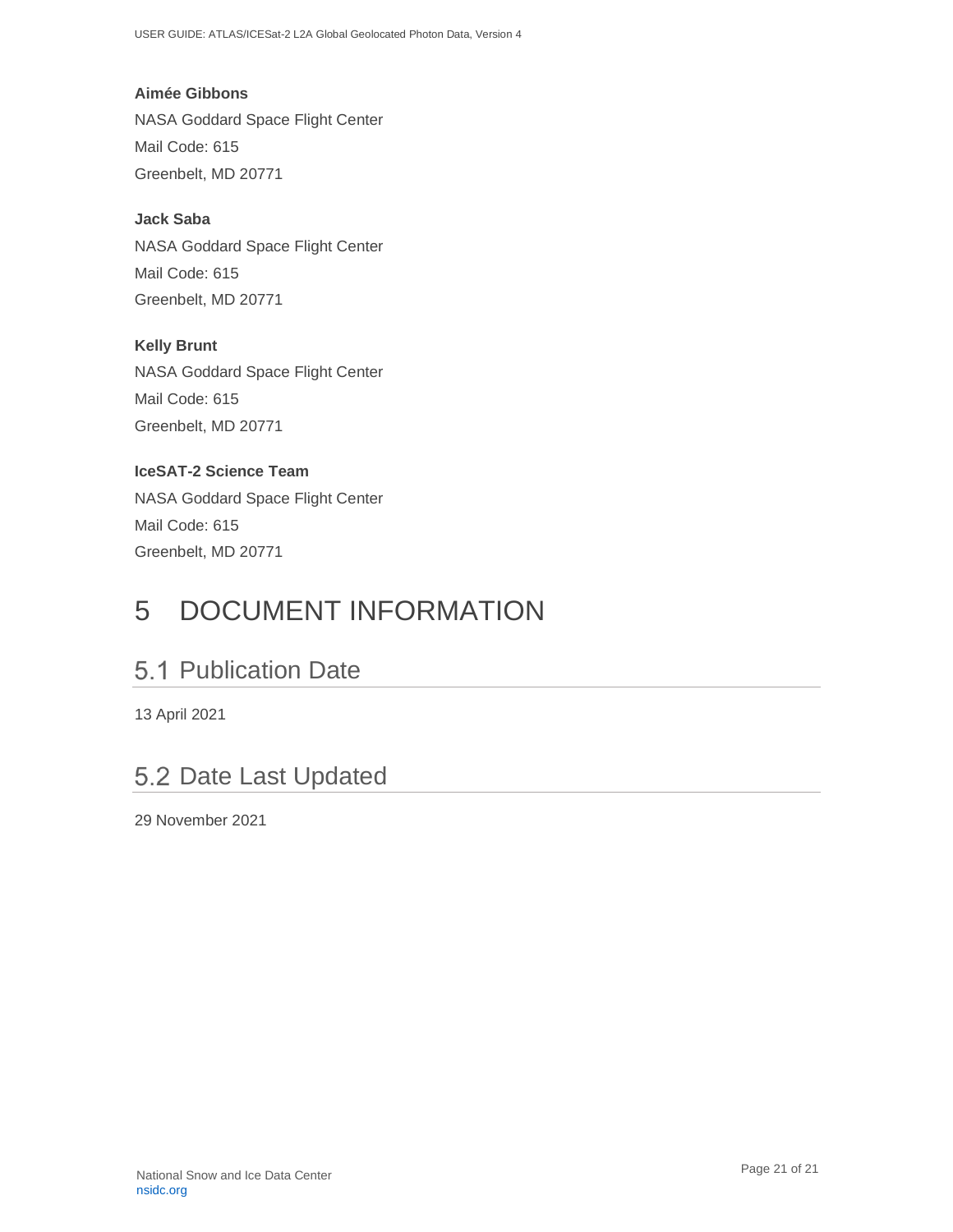**Aimée Gibbons**
NASA Goddard Space Flight Center
Mail Code: 615
Greenbelt, MD 20771

**Jack Saba**
NASA Goddard Space Flight Center
Mail Code: 615
Greenbelt, MD 20771

**Kelly Brunt**
NASA Goddard Space Flight Center
Mail Code: 615
Greenbelt, MD 20771

**IceSAT-2 Science Team**
NASA Goddard Space Flight Center
Mail Code: 615
Greenbelt, MD 20771

# 5 DOCUMENT INFORMATION

## 5.1 Publication Date

13 April 2021

## 5.2 Date Last Updated

29 November 2021